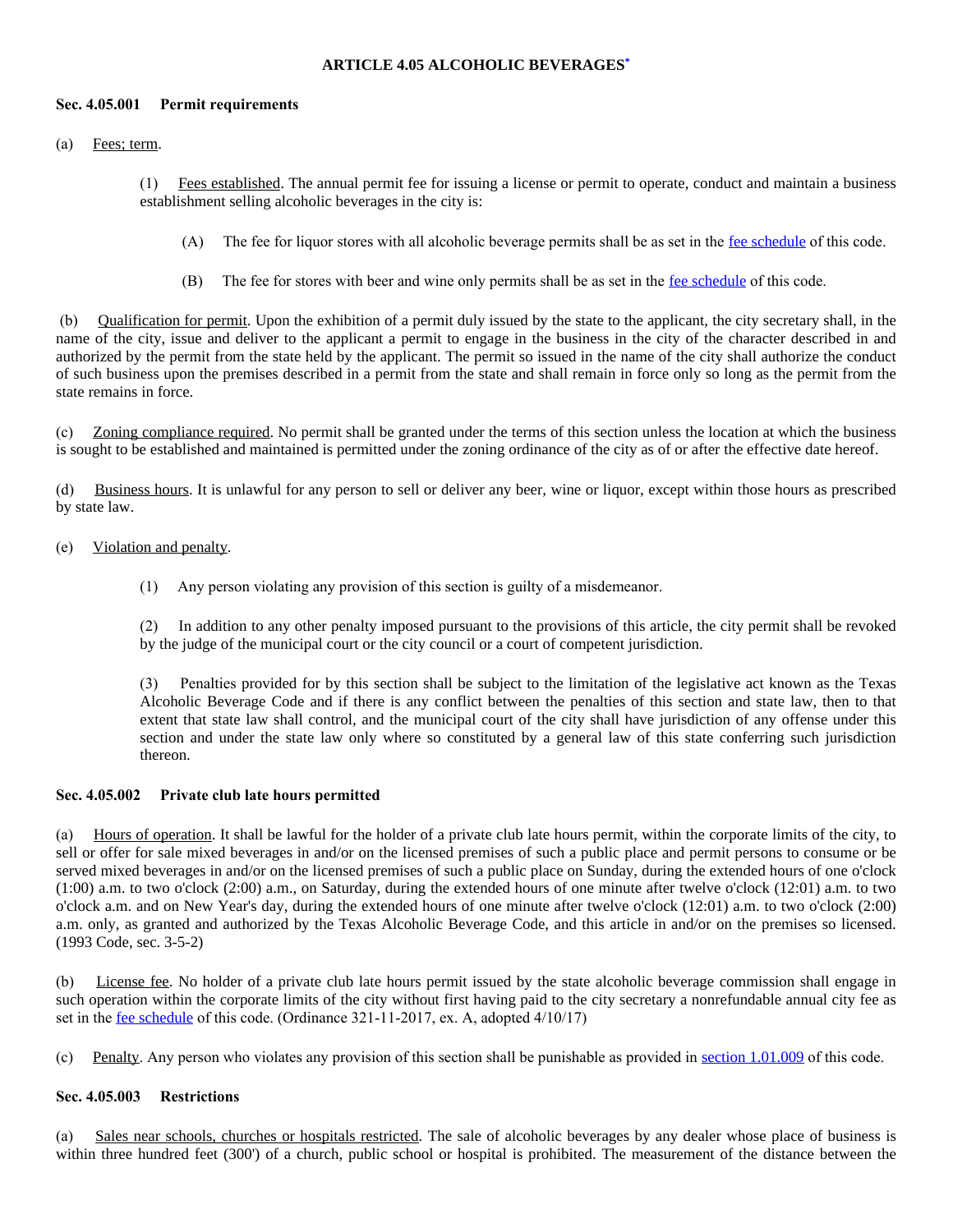# ARTICLE 4.05 ALCOHOLIC BEVERAGES*

### Sec. 4.05.001 Permit requirements

(a) Fees; term.

(1) Fees established. The annual permit fee for issuing a license or permit to operate, conduct and maintain a business establishment selling alcoholic beverages in the city is:

(A) The fee for liquor stores with all alcoholic beverage permits shall be as set in the fee schedule of this code.

(B) The fee for stores with beer and wine only permits shall be as set in the fee schedule of this code.

(b) Qualification for permit. Upon the exhibition of a permit duly issued by the state to the applicant, the city secretary shall, in the name of the city, issue and deliver to the applicant a permit to engage in the business in the city of the character described in and authorized by the permit from the state held by the applicant. The permit so issued in the name of the city shall authorize the conduct of such business upon the premises described in a permit from the state and shall remain in force only so long as the permit from the state remains in force.

(c) Zoning compliance required. No permit shall be granted under the terms of this section unless the location at which the business is sought to be established and maintained is permitted under the zoning ordinance of the city as of or after the effective date hereof.

(d) Business hours. It is unlawful for any person to sell or deliver any beer, wine or liquor, except within those hours as prescribed by state law.

(e) Violation and penalty.

(1) Any person violating any provision of this section is guilty of a misdemeanor.

(2) In addition to any other penalty imposed pursuant to the provisions of this article, the city permit shall be revoked by the judge of the municipal court or the city council or a court of competent jurisdiction.

(3) Penalties provided for by this section shall be subject to the limitation of the legislative act known as the Texas Alcoholic Beverage Code and if there is any conflict between the penalties of this section and state law, then to that extent that state law shall control, and the municipal court of the city shall have jurisdiction of any offense under this section and under the state law only where so constituted by a general law of this state conferring such jurisdiction thereon.

### Sec. 4.05.002 Private club late hours permitted

(a) Hours of operation. It shall be lawful for the holder of a private club late hours permit, within the corporate limits of the city, to sell or offer for sale mixed beverages in and/or on the licensed premises of such a public place and permit persons to consume or be served mixed beverages in and/or on the licensed premises of such a public place on Sunday, during the extended hours of one o'clock (1:00) a.m. to two o'clock (2:00) a.m., on Saturday, during the extended hours of one minute after twelve o'clock (12:01) a.m. to two o'clock a.m. and on New Year's day, during the extended hours of one minute after twelve o'clock (12:01) a.m. to two o'clock (2:00) a.m. only, as granted and authorized by the Texas Alcoholic Beverage Code, and this article in and/or on the premises so licensed. (1993 Code, sec. 3-5-2)

(b) License fee. No holder of a private club late hours permit issued by the state alcoholic beverage commission shall engage in such operation within the corporate limits of the city without first having paid to the city secretary a nonrefundable annual city fee as set in the fee schedule of this code. (Ordinance 321-11-2017, ex. A, adopted 4/10/17)

(c) Penalty. Any person who violates any provision of this section shall be punishable as provided in section 1.01.009 of this code.

### Sec. 4.05.003 Restrictions

(a) Sales near schools, churches or hospitals restricted. The sale of alcoholic beverages by any dealer whose place of business is within three hundred feet (300') of a church, public school or hospital is prohibited. The measurement of the distance between the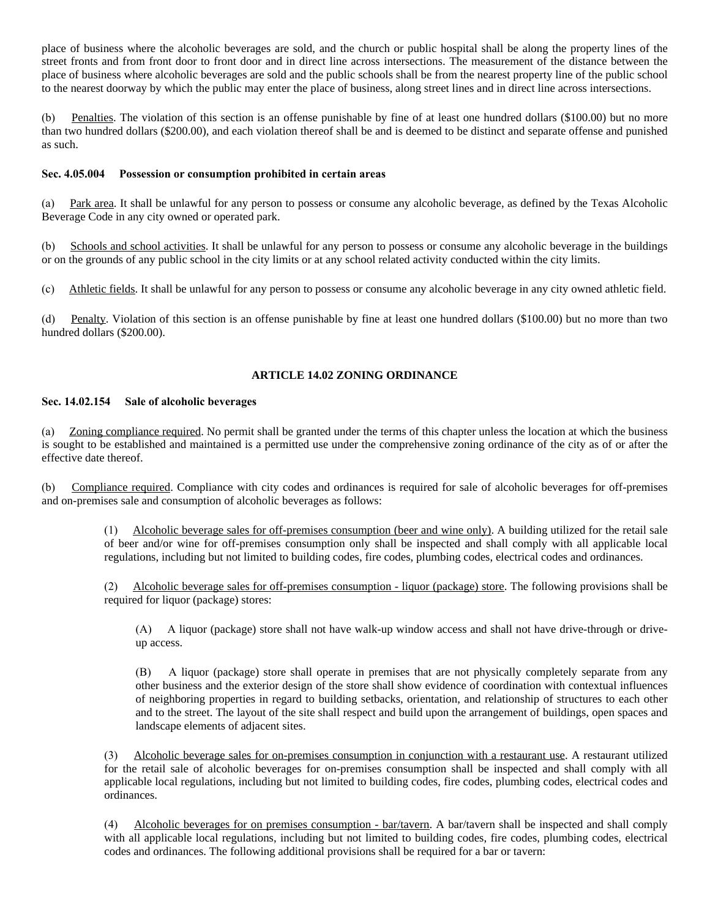place of business where the alcoholic beverages are sold, and the church or public hospital shall be along the property lines of the street fronts and from front door to front door and in direct line across intersections. The measurement of the distance between the place of business where alcoholic beverages are sold and the public schools shall be from the nearest property line of the public school to the nearest doorway by which the public may enter the place of business, along street lines and in direct line across intersections.

(b) Penalties. The violation of this section is an offense punishable by fine of at least one hundred dollars ($100.00) but no more than two hundred dollars ($200.00), and each violation thereof shall be and is deemed to be distinct and separate offense and punished as such.

**Sec. 4.05.004 Possession or consumption prohibited in certain areas**

(a) Park area. It shall be unlawful for any person to possess or consume any alcoholic beverage, as defined by the Texas Alcoholic Beverage Code in any city owned or operated park.

(b) Schools and school activities. It shall be unlawful for any person to possess or consume any alcoholic beverage in the buildings or on the grounds of any public school in the city limits or at any school related activity conducted within the city limits.

(c) Athletic fields. It shall be unlawful for any person to possess or consume any alcoholic beverage in any city owned athletic field.

(d) Penalty. Violation of this section is an offense punishable by fine at least one hundred dollars ($100.00) but no more than two hundred dollars ($200.00).

## ARTICLE 14.02 ZONING ORDINANCE

**Sec. 14.02.154 Sale of alcoholic beverages**

(a) Zoning compliance required. No permit shall be granted under the terms of this chapter unless the location at which the business is sought to be established and maintained is a permitted use under the comprehensive zoning ordinance of the city as of or after the effective date thereof.

(b) Compliance required. Compliance with city codes and ordinances is required for sale of alcoholic beverages for off-premises and on-premises sale and consumption of alcoholic beverages as follows:

> (1) Alcoholic beverage sales for off-premises consumption (beer and wine only). A building utilized for the retail sale of beer and/or wine for off-premises consumption only shall be inspected and shall comply with all applicable local regulations, including but not limited to building codes, fire codes, plumbing codes, electrical codes and ordinances.
>
> (2) Alcoholic beverage sales for off-premises consumption - liquor (package) store. The following provisions shall be required for liquor (package) stores:
>
> > (A) A liquor (package) store shall not have walk-up window access and shall not have drive-through or drive-up access.
> >
> > (B) A liquor (package) store shall operate in premises that are not physically completely separate from any other business and the exterior design of the store shall show evidence of coordination with contextual influences of neighboring properties in regard to building setbacks, orientation, and relationship of structures to each other and to the street. The layout of the site shall respect and build upon the arrangement of buildings, open spaces and landscape elements of adjacent sites.
>
> (3) Alcoholic beverage sales for on-premises consumption in conjunction with a restaurant use. A restaurant utilized for the retail sale of alcoholic beverages for on-premises consumption shall be inspected and shall comply with all applicable local regulations, including but not limited to building codes, fire codes, plumbing codes, electrical codes and ordinances.
>
> (4) Alcoholic beverages for on premises consumption - bar/tavern. A bar/tavern shall be inspected and shall comply with all applicable local regulations, including but not limited to building codes, fire codes, plumbing codes, electrical codes and ordinances. The following additional provisions shall be required for a bar or tavern: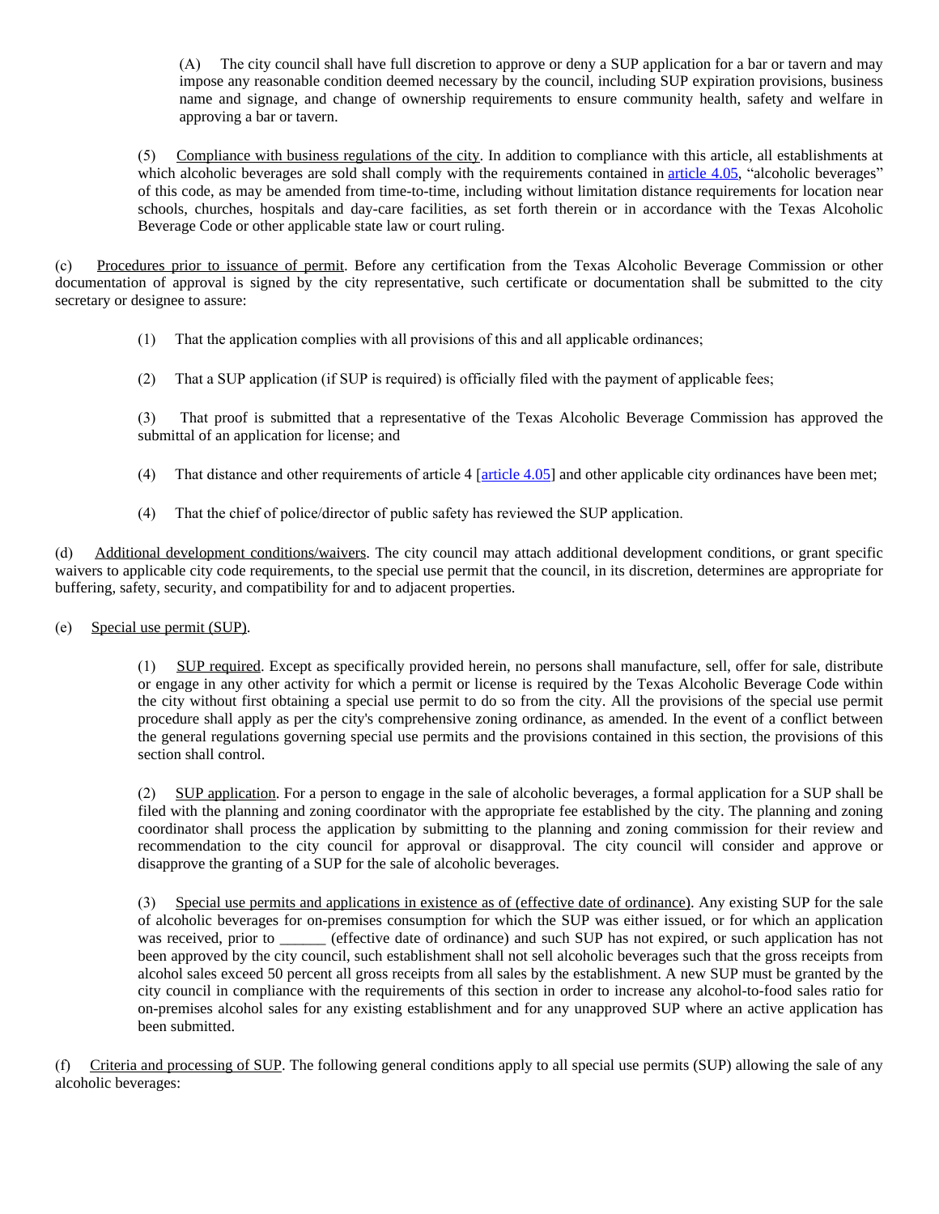(A) The city council shall have full discretion to approve or deny a SUP application for a bar or tavern and may impose any reasonable condition deemed necessary by the council, including SUP expiration provisions, business name and signage, and change of ownership requirements to ensure community health, safety and welfare in approving a bar or tavern.

(5) Compliance with business regulations of the city. In addition to compliance with this article, all establishments at which alcoholic beverages are sold shall comply with the requirements contained in article 4.05, "alcoholic beverages" of this code, as may be amended from time-to-time, including without limitation distance requirements for location near schools, churches, hospitals and day-care facilities, as set forth therein or in accordance with the Texas Alcoholic Beverage Code or other applicable state law or court ruling.

(c) Procedures prior to issuance of permit. Before any certification from the Texas Alcoholic Beverage Commission or other documentation of approval is signed by the city representative, such certificate or documentation shall be submitted to the city secretary or designee to assure:

(1) That the application complies with all provisions of this and all applicable ordinances;

(2) That a SUP application (if SUP is required) is officially filed with the payment of applicable fees;

(3) That proof is submitted that a representative of the Texas Alcoholic Beverage Commission has approved the submittal of an application for license; and

(4) That distance and other requirements of article 4 [article 4.05] and other applicable city ordinances have been met;

(4) That the chief of police/director of public safety has reviewed the SUP application.

(d) Additional development conditions/waivers. The city council may attach additional development conditions, or grant specific waivers to applicable city code requirements, to the special use permit that the council, in its discretion, determines are appropriate for buffering, safety, security, and compatibility for and to adjacent properties.

(e) Special use permit (SUP).

(1) SUP required. Except as specifically provided herein, no persons shall manufacture, sell, offer for sale, distribute or engage in any other activity for which a permit or license is required by the Texas Alcoholic Beverage Code within the city without first obtaining a special use permit to do so from the city. All the provisions of the special use permit procedure shall apply as per the city's comprehensive zoning ordinance, as amended. In the event of a conflict between the general regulations governing special use permits and the provisions contained in this section, the provisions of this section shall control.

(2) SUP application. For a person to engage in the sale of alcoholic beverages, a formal application for a SUP shall be filed with the planning and zoning coordinator with the appropriate fee established by the city. The planning and zoning coordinator shall process the application by submitting to the planning and zoning commission for their review and recommendation to the city council for approval or disapproval. The city council will consider and approve or disapprove the granting of a SUP for the sale of alcoholic beverages.

(3) Special use permits and applications in existence as of (effective date of ordinance). Any existing SUP for the sale of alcoholic beverages for on-premises consumption for which the SUP was either issued, or for which an application was received, prior to ______ (effective date of ordinance) and such SUP has not expired, or such application has not been approved by the city council, such establishment shall not sell alcoholic beverages such that the gross receipts from alcohol sales exceed 50 percent all gross receipts from all sales by the establishment. A new SUP must be granted by the city council in compliance with the requirements of this section in order to increase any alcohol-to-food sales ratio for on-premises alcohol sales for any existing establishment and for any unapproved SUP where an active application has been submitted.

(f) Criteria and processing of SUP. The following general conditions apply to all special use permits (SUP) allowing the sale of any alcoholic beverages: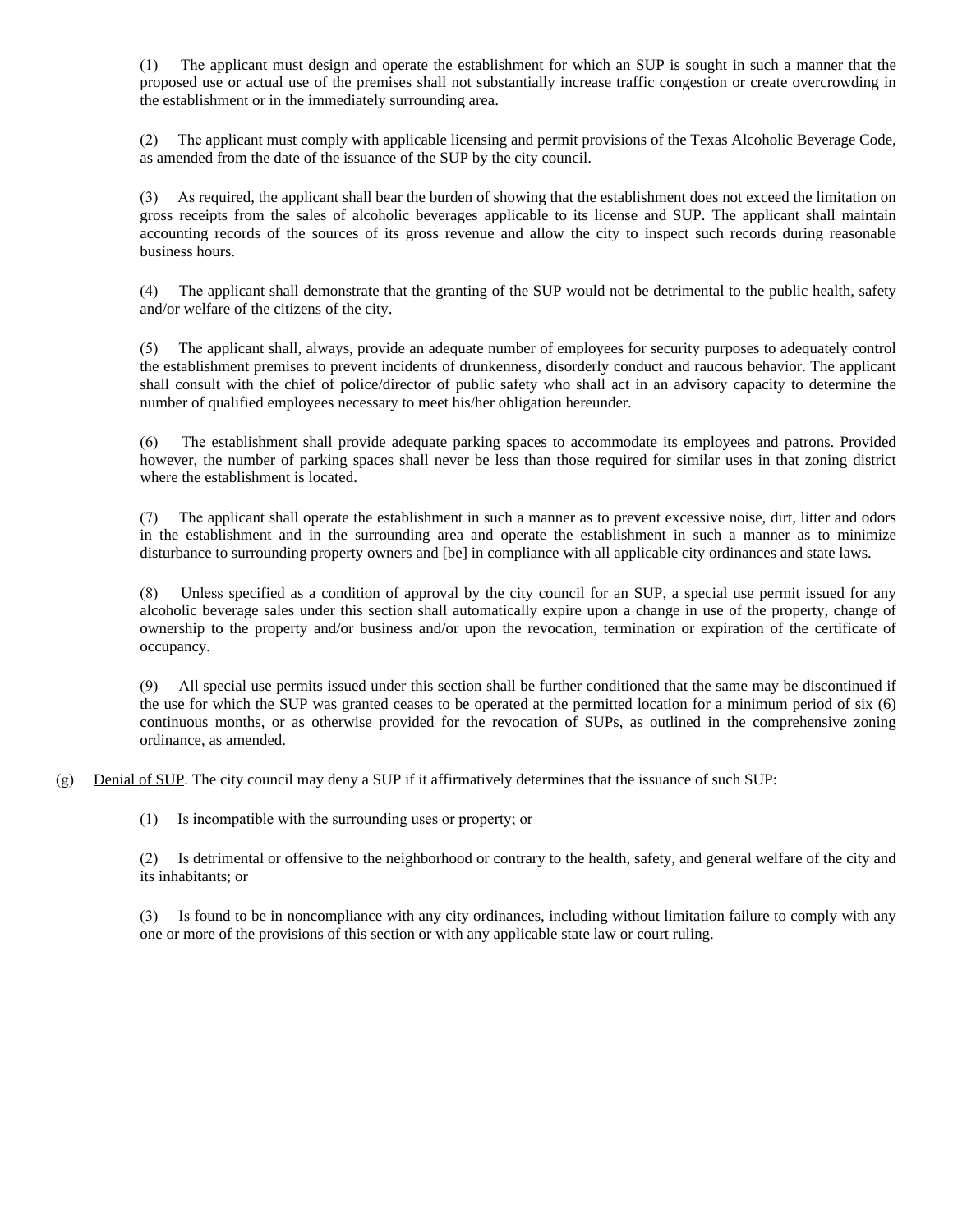(1) The applicant must design and operate the establishment for which an SUP is sought in such a manner that the proposed use or actual use of the premises shall not substantially increase traffic congestion or create overcrowding in the establishment or in the immediately surrounding area.

(2) The applicant must comply with applicable licensing and permit provisions of the Texas Alcoholic Beverage Code, as amended from the date of the issuance of the SUP by the city council.

(3) As required, the applicant shall bear the burden of showing that the establishment does not exceed the limitation on gross receipts from the sales of alcoholic beverages applicable to its license and SUP. The applicant shall maintain accounting records of the sources of its gross revenue and allow the city to inspect such records during reasonable business hours.

(4) The applicant shall demonstrate that the granting of the SUP would not be detrimental to the public health, safety and/or welfare of the citizens of the city.

(5) The applicant shall, always, provide an adequate number of employees for security purposes to adequately control the establishment premises to prevent incidents of drunkenness, disorderly conduct and raucous behavior. The applicant shall consult with the chief of police/director of public safety who shall act in an advisory capacity to determine the number of qualified employees necessary to meet his/her obligation hereunder.

(6) The establishment shall provide adequate parking spaces to accommodate its employees and patrons. Provided however, the number of parking spaces shall never be less than those required for similar uses in that zoning district where the establishment is located.

(7) The applicant shall operate the establishment in such a manner as to prevent excessive noise, dirt, litter and odors in the establishment and in the surrounding area and operate the establishment in such a manner as to minimize disturbance to surrounding property owners and [be] in compliance with all applicable city ordinances and state laws.

(8) Unless specified as a condition of approval by the city council for an SUP, a special use permit issued for any alcoholic beverage sales under this section shall automatically expire upon a change in use of the property, change of ownership to the property and/or business and/or upon the revocation, termination or expiration of the certificate of occupancy.

(9) All special use permits issued under this section shall be further conditioned that the same may be discontinued if the use for which the SUP was granted ceases to be operated at the permitted location for a minimum period of six (6) continuous months, or as otherwise provided for the revocation of SUPs, as outlined in the comprehensive zoning ordinance, as amended.

(g) Denial of SUP. The city council may deny a SUP if it affirmatively determines that the issuance of such SUP:

(1) Is incompatible with the surrounding uses or property; or

(2) Is detrimental or offensive to the neighborhood or contrary to the health, safety, and general welfare of the city and its inhabitants; or

(3) Is found to be in noncompliance with any city ordinances, including without limitation failure to comply with any one or more of the provisions of this section or with any applicable state law or court ruling.